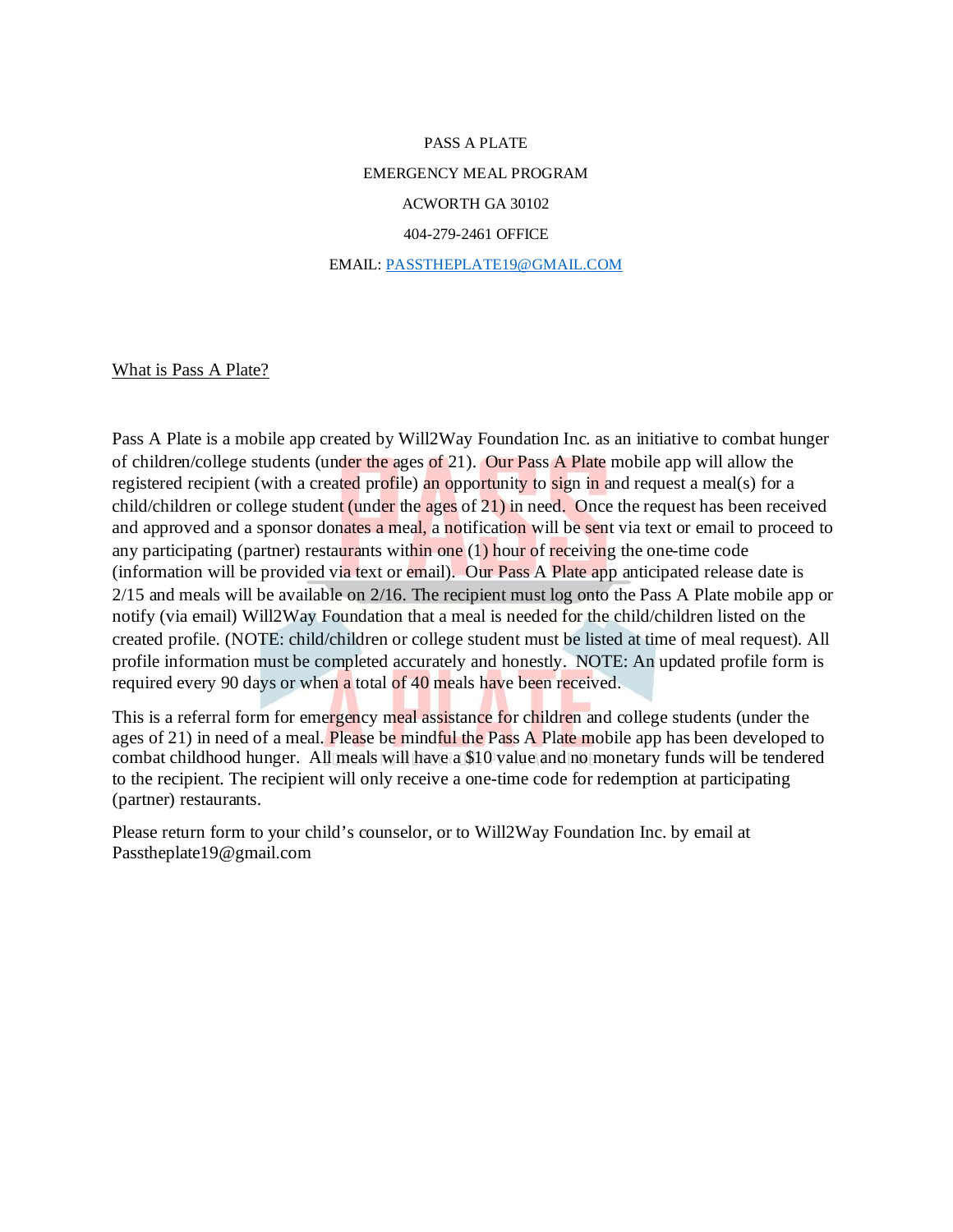PASS A PLATE

EMERGENCY MEAL PROGRAM

ACWORTH GA 30102

404-279-2461 OFFICE

EMAIL: PASSTHEPLATE19@GMAIL.COM

What is Pass A Plate?

Pass A Plate is a mobile app created by Will2Way Foundation Inc. as an initiative to combat hunger of children/college students (under the ages of 21). Our Pass A Plate mobile app will allow the registered recipient (with a created profile) an opportunity to sign in and request a meal(s) for a child/children or college student (under the ages of 21) in need. Once the request has been received and approved and a sponsor donates a meal, a notification will be sent via text or email to proceed to any participating (partner) restaurants within one (1) hour of receiving the one-time code (information will be provided via text or email). Our Pass A Plate app anticipated release date is 2/15 and meals will be available on 2/16. The recipient must log onto the Pass A Plate mobile app or notify (via email) Will2Way Foundation that a meal is needed for the child/children listed on the created profile. (NOTE: child/children or college student must be listed at time of meal request). All profile information must be completed accurately and honestly. NOTE: An updated profile form is required every 90 days or when a total of 40 meals have been received.

This is a referral form for emergency meal assistance for children and college students (under the ages of 21) in need of a meal. Please be mindful the Pass A Plate mobile app has been developed to combat childhood hunger. All meals will have a $10 value and no monetary funds will be tendered to the recipient. The recipient will only receive a one-time code for redemption at participating (partner) restaurants.

Please return form to your child's counselor, or to Will2Way Foundation Inc. by email at Passtheplate19@gmail.com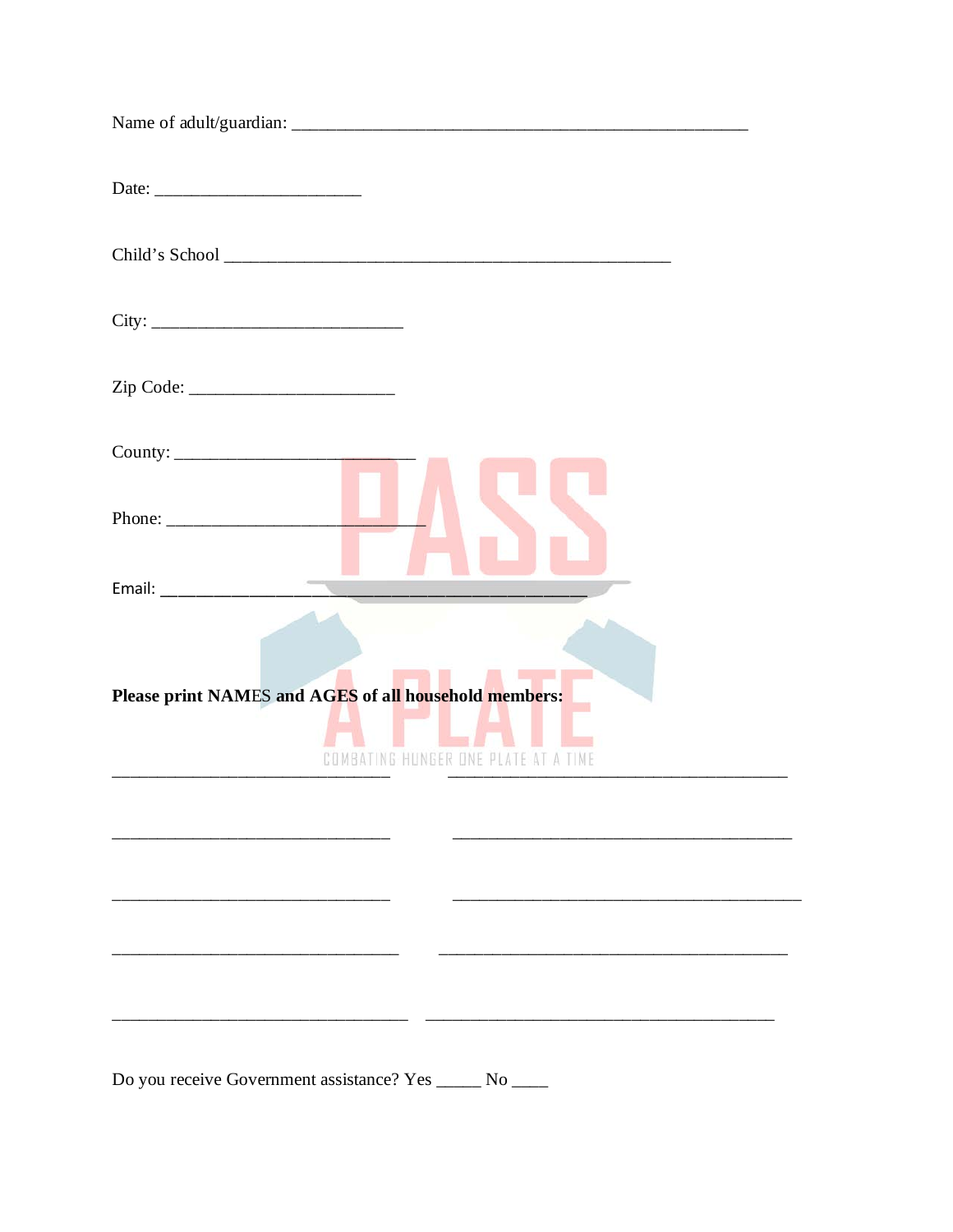Name of adult/guardian: ____________________________________________________

Date: _______________________

Child's School __________________________________________________

City: ____________________________

Zip Code: _______________________

County: ___________________________

Phone: ___________________________

Email: ______________________________________________

**Please print NAMES and AGES of all household members:**

_______________________________ _____________________________________

_______________________________ _____________________________________

_______________________________ _____________________________________

_______________________________ _____________________________________

_______________________________ _____________________________________

Do you receive Government assistance? Yes _____ No ____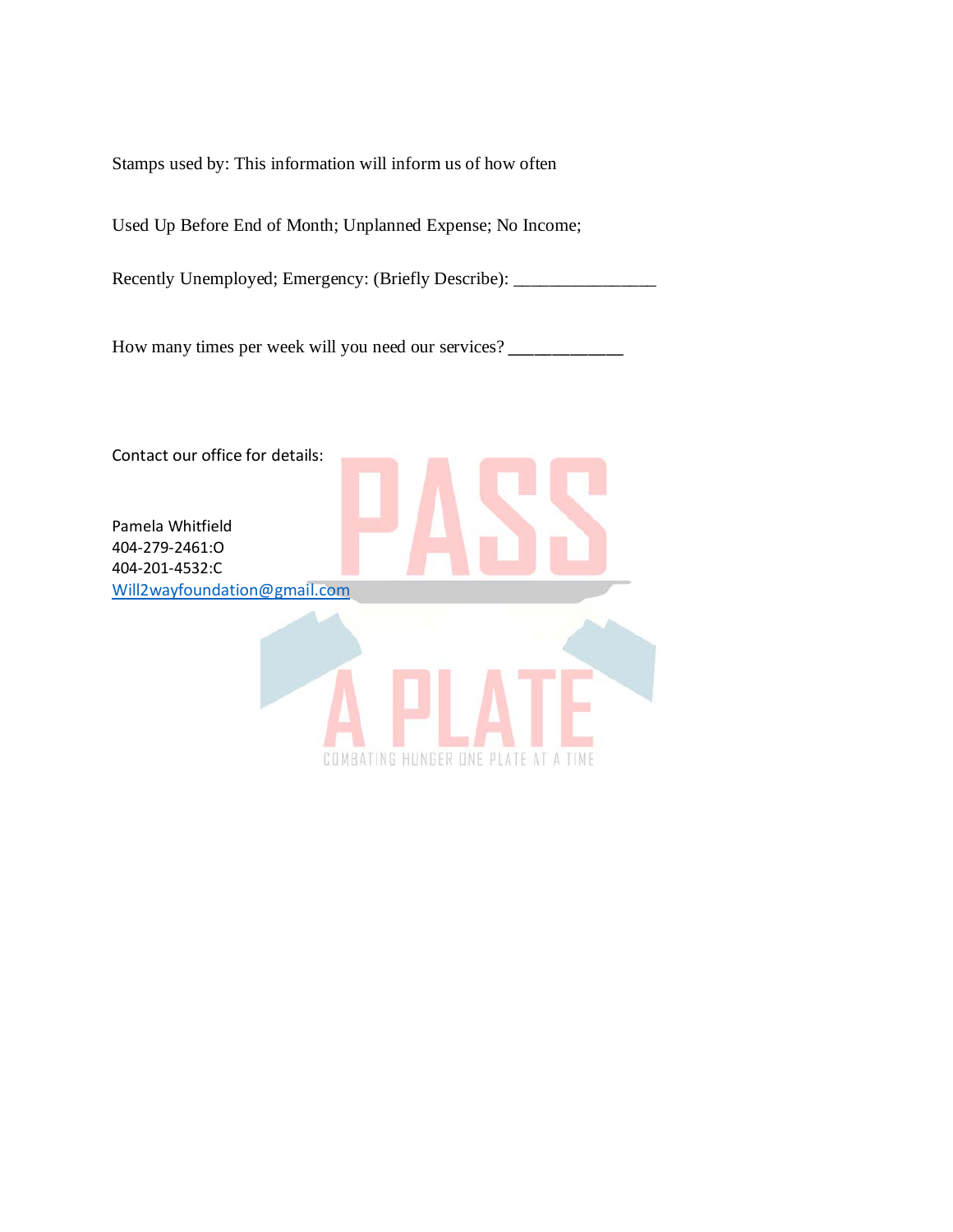Stamps used by: This information will inform us of how often

Used Up Before End of Month; Unplanned Expense; No Income;

Recently Unemployed; Emergency: (Briefly Describe): _______________

How many times per week will you need our services? ____________

Contact our office for details:

Pamela Whitfield
404-279-2461:O
404-201-4532:C
Will2wayfoundation@gmail.com

PASS A PLATE
COMBATING HUNGER ONE PLATE AT A TIME